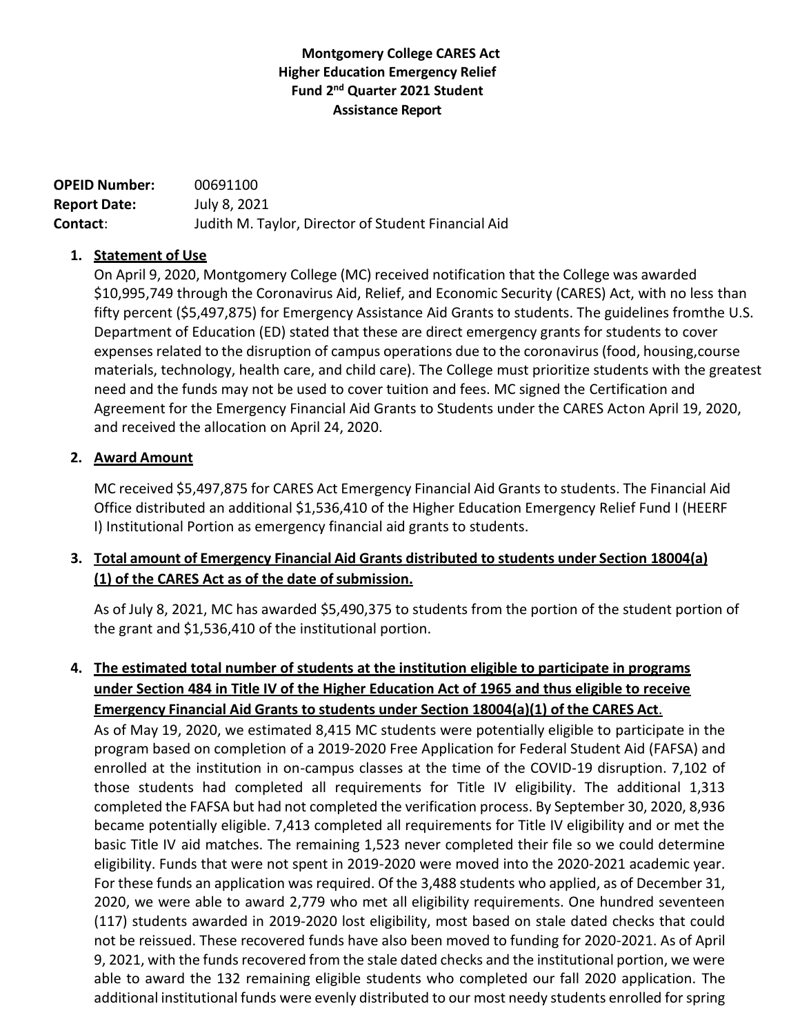# Montgomery College CARES Act Higher Education Emergency Relief Fund 2nd Quarter 2021 Student Assistance Report

**OPEID Number:** 00691100
**Report Date:** July 8, 2021
**Contact**: Judith M. Taylor, Director of Student Financial Aid

1. **Statement of Use**

   On April 9, 2020, Montgomery College (MC) received notification that the College was awarded $10,995,749 through the Coronavirus Aid, Relief, and Economic Security (CARES) Act, with no less than fifty percent ($5,497,875) for Emergency Assistance Aid Grants to students. The guidelines fromthe U.S. Department of Education (ED) stated that these are direct emergency grants for students to cover expenses related to the disruption of campus operations due to the coronavirus (food, housing,course materials, technology, health care, and child care). The College must prioritize students with the greatest need and the funds may not be used to cover tuition and fees. MC signed the Certification and Agreement for the Emergency Financial Aid Grants to Students under the CARES Acton April 19, 2020, and received the allocation on April 24, 2020.

2. **Award Amount**

   MC received $5,497,875 for CARES Act Emergency Financial Aid Grants to students. The Financial Aid Office distributed an additional $1,536,410 of the Higher Education Emergency Relief Fund I (HEERF I) Institutional Portion as emergency financial aid grants to students.

3. **Total amount of Emergency Financial Aid Grants distributed to students under Section 18004(a) (1) of the CARES Act as of the date of submission.**

   As of July 8, 2021, MC has awarded $5,490,375 to students from the portion of the student portion of the grant and $1,536,410 of the institutional portion.

4. **The estimated total number of students at the institution eligible to participate in programs under Section 484 in Title IV of the Higher Education Act of 1965 and thus eligible to receive Emergency Financial Aid Grants to students under Section 18004(a)(1) of the CARES Act.**

   As of May 19, 2020, we estimated 8,415 MC students were potentially eligible to participate in the program based on completion of a 2019-2020 Free Application for Federal Student Aid (FAFSA) and enrolled at the institution in on-campus classes at the time of the COVID-19 disruption. 7,102 of those students had completed all requirements for Title IV eligibility. The additional 1,313 completed the FAFSA but had not completed the verification process. By September 30, 2020, 8,936 became potentially eligible. 7,413 completed all requirements for Title IV eligibility and or met the basic Title IV aid matches. The remaining 1,523 never completed their file so we could determine eligibility. Funds that were not spent in 2019-2020 were moved into the 2020-2021 academic year. For these funds an application was required. Of the 3,488 students who applied, as of December 31, 2020, we were able to award 2,779 who met all eligibility requirements. One hundred seventeen (117) students awarded in 2019-2020 lost eligibility, most based on stale dated checks that could not be reissued. These recovered funds have also been moved to funding for 2020-2021. As of April 9, 2021, with the funds recovered from the stale dated checks and the institutional portion, we were able to award the 132 remaining eligible students who completed our fall 2020 application. The additional institutional funds were evenly distributed to our most needy students enrolled for spring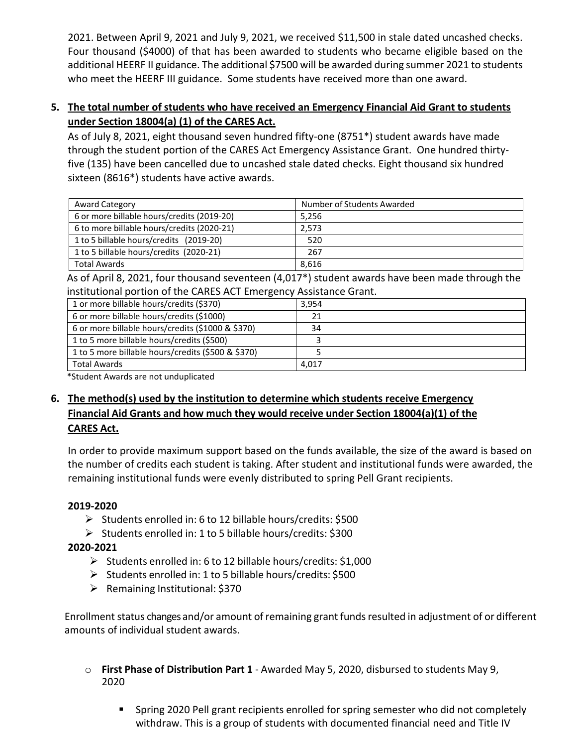2021. Between April 9, 2021 and July 9, 2021, we received $11,500 in stale dated uncashed checks. Four thousand ($4000) of that has been awarded to students who became eligible based on the additional HEERF II guidance. The additional $7500 will be awarded during summer 2021 to students who meet the HEERF III guidance. Some students have received more than one award.

5. **The total number of students who have received an Emergency Financial Aid Grant to students under Section 18004(a) (1) of the CARES Act.**

   As of July 8, 2021, eight thousand seven hundred fifty-one (8751*) student awards have made through the student portion of the CARES Act Emergency Assistance Grant. One hundred thirty-five (135) have been cancelled due to uncashed stale dated checks. Eight thousand six hundred sixteen (8616*) students have active awards.

| Award Category | Number of Students Awarded |
|---|---|
| 6 or more billable hours/credits (2019-20) | 5,256 |
| 6 to more billable hours/credits (2020-21) | 2,573 |
| 1 to 5 billable hours/credits (2019-20) | 520 |
| 1 to 5 billable hours/credits (2020-21) | 267 |
| Total Awards | 8,616 |

As of April 8, 2021, four thousand seventeen (4,017*) student awards have been made through the institutional portion of the CARES ACT Emergency Assistance Grant.

| | |
|---|---|
| 1 or more billable hours/credits ($370) | 3,954 |
| 6 or more billable hours/credits ($1000) | 21 |
| 6 or more billable hours/credits ($1000 & $370) | 34 |
| 1 to 5 more billable hours/credits ($500) | 3 |
| 1 to 5 more billable hours/credits ($500 & $370) | 5 |
| Total Awards | 4,017 |

*Student Awards are not unduplicated

6. **The method(s) used by the institution to determine which students receive Emergency Financial Aid Grants and how much they would receive under Section 18004(a)(1) of the CARES Act.**

   In order to provide maximum support based on the funds available, the size of the award is based on the number of credits each student is taking. After student and institutional funds were awarded, the remaining institutional funds were evenly distributed to spring Pell Grant recipients.

   **2019-2020**

   - Students enrolled in: 6 to 12 billable hours/credits: $500
   - Students enrolled in: 1 to 5 billable hours/credits: $300

   **2020-2021**

   - Students enrolled in: 6 to 12 billable hours/credits: $1,000
   - Students enrolled in: 1 to 5 billable hours/credits: $500
   - Remaining Institutional: $370

   Enrollment status changes and/or amount of remaining grant funds resulted in adjustment of or different amounts of individual student awards.

   - **First Phase of Distribution Part 1** - Awarded May 5, 2020, disbursed to students May 9, 2020
     - Spring 2020 Pell grant recipients enrolled for spring semester who did not completely withdraw. This is a group of students with documented financial need and Title IV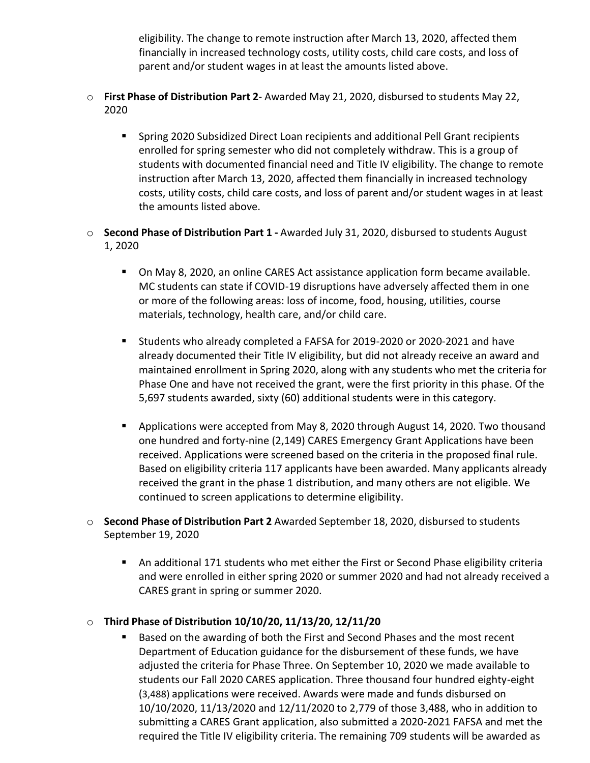eligibility. The change to remote instruction after March 13, 2020, affected them financially in increased technology costs, utility costs, child care costs, and loss of parent and/or student wages in at least the amounts listed above.

- **First Phase of Distribution Part 2**- Awarded May 21, 2020, disbursed to students May 22, 2020

  - Spring 2020 Subsidized Direct Loan recipients and additional Pell Grant recipients enrolled for spring semester who did not completely withdraw. This is a group of students with documented financial need and Title IV eligibility. The change to remote instruction after March 13, 2020, affected them financially in increased technology costs, utility costs, child care costs, and loss of parent and/or student wages in at least the amounts listed above.

- **Second Phase of Distribution Part 1 -** Awarded July 31, 2020, disbursed to students August 1, 2020

  - On May 8, 2020, an online CARES Act assistance application form became available. MC students can state if COVID-19 disruptions have adversely affected them in one or more of the following areas: loss of income, food, housing, utilities, course materials, technology, health care, and/or child care.

  - Students who already completed a FAFSA for 2019-2020 or 2020-2021 and have already documented their Title IV eligibility, but did not already receive an award and maintained enrollment in Spring 2020, along with any students who met the criteria for Phase One and have not received the grant, were the first priority in this phase. Of the 5,697 students awarded, sixty (60) additional students were in this category.

  - Applications were accepted from May 8, 2020 through August 14, 2020. Two thousand one hundred and forty-nine (2,149) CARES Emergency Grant Applications have been received. Applications were screened based on the criteria in the proposed final rule. Based on eligibility criteria 117 applicants have been awarded. Many applicants already received the grant in the phase 1 distribution, and many others are not eligible. We continued to screen applications to determine eligibility.

- **Second Phase of Distribution Part 2** Awarded September 18, 2020, disbursed to students September 19, 2020

  - An additional 171 students who met either the First or Second Phase eligibility criteria and were enrolled in either spring 2020 or summer 2020 and had not already received a CARES grant in spring or summer 2020.

- **Third Phase of Distribution 10/10/20, 11/13/20, 12/11/20**
  - Based on the awarding of both the First and Second Phases and the most recent Department of Education guidance for the disbursement of these funds, we have adjusted the criteria for Phase Three. On September 10, 2020 we made available to students our Fall 2020 CARES application. Three thousand four hundred eighty-eight (3,488) applications were received. Awards were made and funds disbursed on 10/10/2020, 11/13/2020 and 12/11/2020 to 2,779 of those 3,488, who in addition to submitting a CARES Grant application, also submitted a 2020-2021 FAFSA and met the required the Title IV eligibility criteria. The remaining 709 students will be awarded as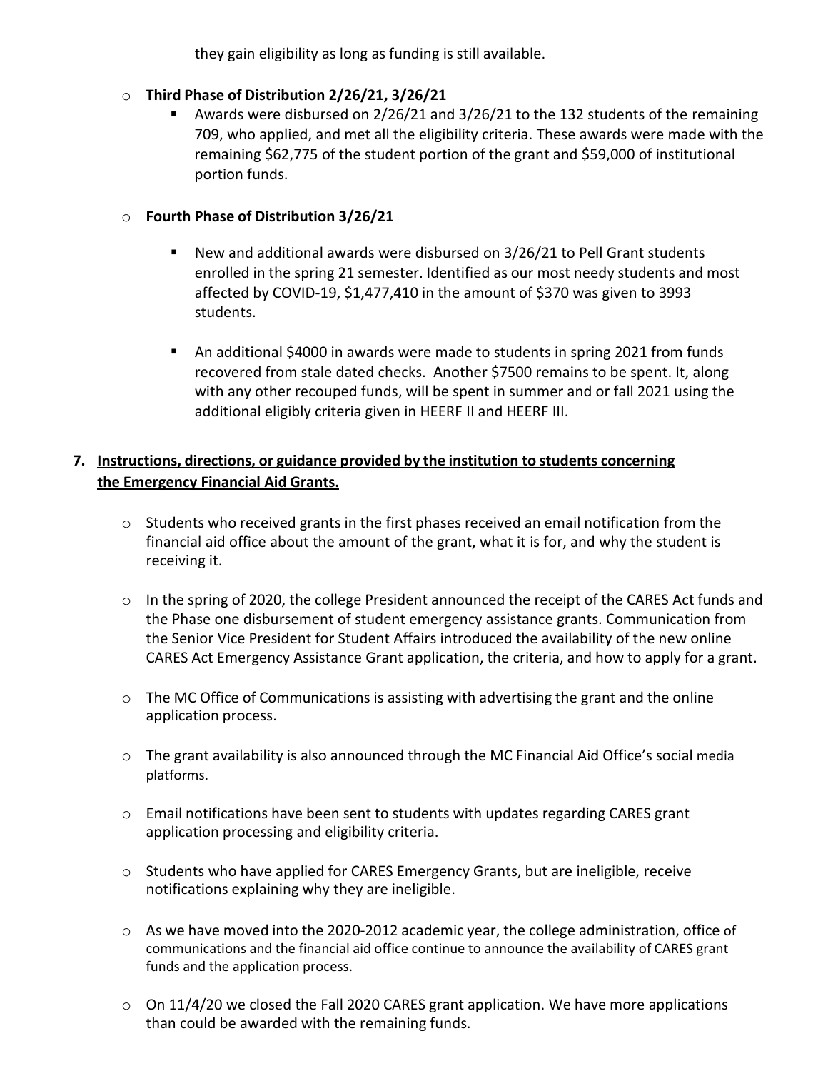they gain eligibility as long as funding is still available.

- **Third Phase of Distribution 2/26/21, 3/26/21**
  - Awards were disbursed on 2/26/21 and 3/26/21 to the 132 students of the remaining 709, who applied, and met all the eligibility criteria. These awards were made with the remaining $62,775 of the student portion of the grant and $59,000 of institutional portion funds.

- **Fourth Phase of Distribution 3/26/21**
  - New and additional awards were disbursed on 3/26/21 to Pell Grant students enrolled in the spring 21 semester. Identified as our most needy students and most affected by COVID-19, $1,477,410 in the amount of $370 was given to 3993 students.
  - An additional $4000 in awards were made to students in spring 2021 from funds recovered from stale dated checks. Another $7500 remains to be spent. It, along with any other recouped funds, will be spent in summer and or fall 2021 using the additional eligibly criteria given in HEERF II and HEERF III.

7. **Instructions, directions, or guidance provided by the institution to students concerning the Emergency Financial Aid Grants.**

- Students who received grants in the first phases received an email notification from the financial aid office about the amount of the grant, what it is for, and why the student is receiving it.
- In the spring of 2020, the college President announced the receipt of the CARES Act funds and the Phase one disbursement of student emergency assistance grants. Communication from the Senior Vice President for Student Affairs introduced the availability of the new online CARES Act Emergency Assistance Grant application, the criteria, and how to apply for a grant.
- The MC Office of Communications is assisting with advertising the grant and the online application process.
- The grant availability is also announced through the MC Financial Aid Office's social media platforms.
- Email notifications have been sent to students with updates regarding CARES grant application processing and eligibility criteria.
- Students who have applied for CARES Emergency Grants, but are ineligible, receive notifications explaining why they are ineligible.
- As we have moved into the 2020-2012 academic year, the college administration, office of communications and the financial aid office continue to announce the availability of CARES grant funds and the application process.
- On 11/4/20 we closed the Fall 2020 CARES grant application. We have more applications than could be awarded with the remaining funds.